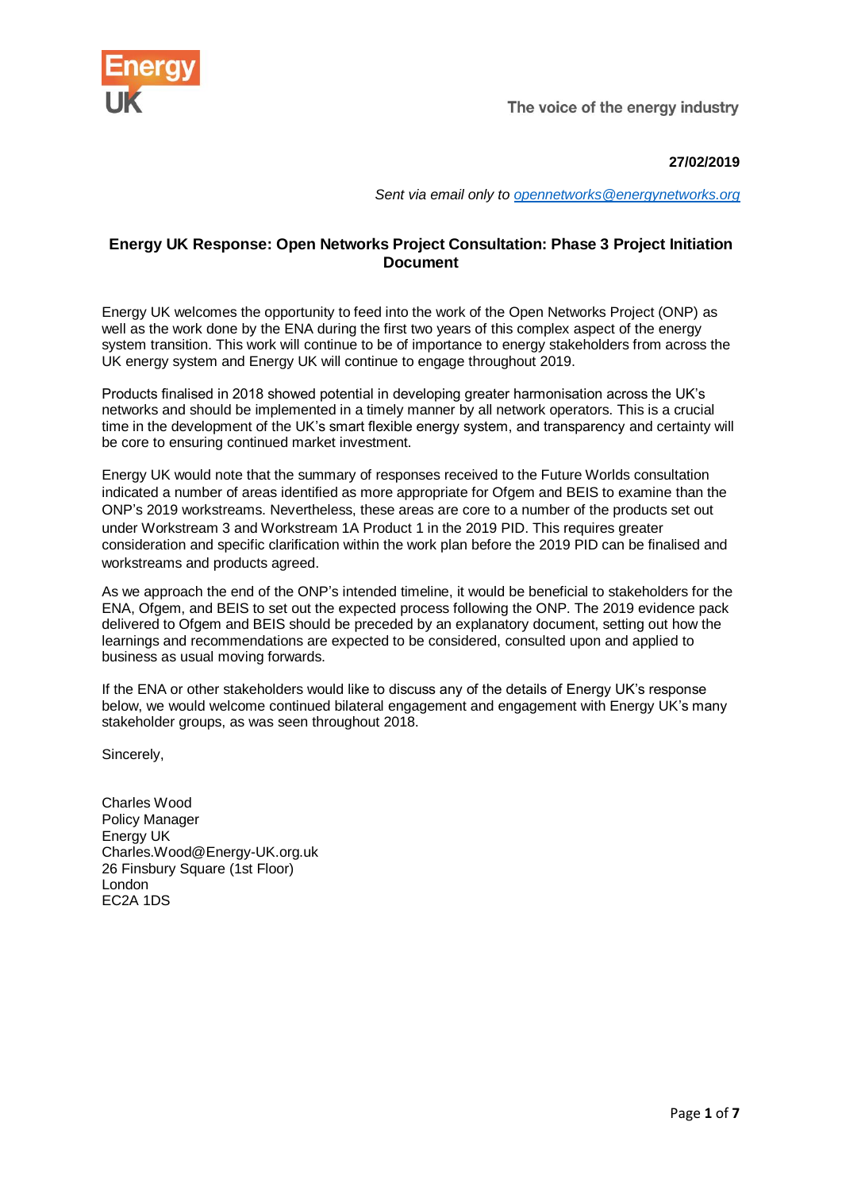The voice of the energy industry

**27/02/2019**

*Sent via email only to [opennetworks@energynetworks.org](mailto:opennetworks@energynetworks.org)*

## Energy UK Response: Open Networks Project Consultation: Phase 3 Project Initiation Document

Energy UK welcomes the opportunity to feed into the work of the Open Networks Project (ONP) as well as the work done by the ENA during the first two years of this complex aspect of the energy system transition. This work will continue to be of importance to energy stakeholders from across the UK energy system and Energy UK will continue to engage throughout 2019.

Products finalised in 2018 showed potential in developing greater harmonisation across the UK's networks and should be implemented in a timely manner by all network operators. This is a crucial time in the development of the UK's smart flexible energy system, and transparency and certainty will be core to ensuring continued market investment.

Energy UK would note that the summary of responses received to the Future Worlds consultation indicated a number of areas identified as more appropriate for Ofgem and BEIS to examine than the ONP's 2019 workstreams. Nevertheless, these areas are core to a number of the products set out under Workstream 3 and Workstream 1A Product 1 in the 2019 PID. This requires greater consideration and specific clarification within the work plan before the 2019 PID can be finalised and workstreams and products agreed.

As we approach the end of the ONP's intended timeline, it would be beneficial to stakeholders for the ENA, Ofgem, and BEIS to set out the expected process following the ONP. The 2019 evidence pack delivered to Ofgem and BEIS should be preceded by an explanatory document, setting out how the learnings and recommendations are expected to be considered, consulted upon and applied to business as usual moving forwards.

If the ENA or other stakeholders would like to discuss any of the details of Energy UK's response below, we would welcome continued bilateral engagement and engagement with Energy UK's many stakeholder groups, as was seen throughout 2018.

Sincerely,

Charles Wood  
Policy Manager  
Energy UK  
Charles.Wood@Energy-UK.org.uk  
26 Finsbury Square (1st Floor)  
London  
EC2A 1DS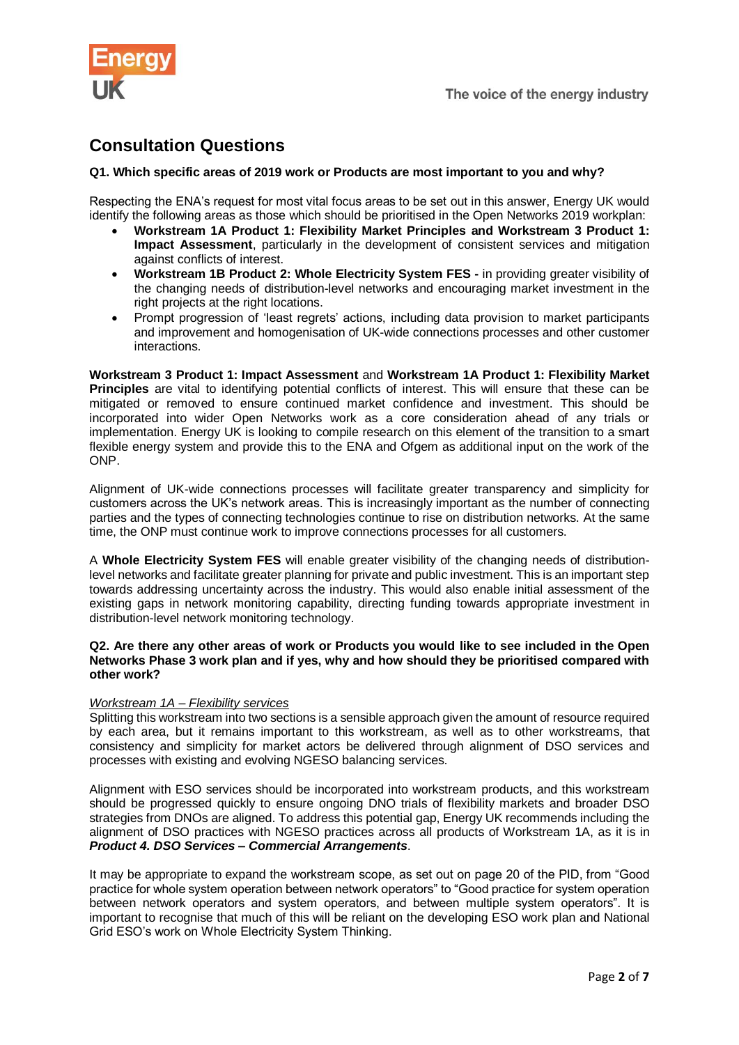## Consultation Questions

**Q1. Which specific areas of 2019 work or Products are most important to you and why?**

Respecting the ENA's request for most vital focus areas to be set out in this answer, Energy UK would identify the following areas as those which should be prioritised in the Open Networks 2019 workplan:

- **Workstream 1A Product 1: Flexibility Market Principles and Workstream 3 Product 1: Impact Assessment**, particularly in the development of consistent services and mitigation against conflicts of interest.
- **Workstream 1B Product 2: Whole Electricity System FES -** in providing greater visibility of the changing needs of distribution-level networks and encouraging market investment in the right projects at the right locations.
- Prompt progression of 'least regrets' actions, including data provision to market participants and improvement and homogenisation of UK-wide connections processes and other customer interactions.

**Workstream 3 Product 1: Impact Assessment** and **Workstream 1A Product 1: Flexibility Market Principles** are vital to identifying potential conflicts of interest. This will ensure that these can be mitigated or removed to ensure continued market confidence and investment. This should be incorporated into wider Open Networks work as a core consideration ahead of any trials or implementation. Energy UK is looking to compile research on this element of the transition to a smart flexible energy system and provide this to the ENA and Ofgem as additional input on the work of the ONP.

Alignment of UK-wide connections processes will facilitate greater transparency and simplicity for customers across the UK's network areas. This is increasingly important as the number of connecting parties and the types of connecting technologies continue to rise on distribution networks. At the same time, the ONP must continue work to improve connections processes for all customers.

A **Whole Electricity System FES** will enable greater visibility of the changing needs of distribution-level networks and facilitate greater planning for private and public investment. This is an important step towards addressing uncertainty across the industry. This would also enable initial assessment of the existing gaps in network monitoring capability, directing funding towards appropriate investment in distribution-level network monitoring technology.

**Q2. Are there any other areas of work or Products you would like to see included in the Open Networks Phase 3 work plan and if yes, why and how should they be prioritised compared with other work?**

<u>*Workstream 1A – Flexibility services*</u>

Splitting this workstream into two sections is a sensible approach given the amount of resource required by each area, but it remains important to this workstream, as well as to other workstreams, that consistency and simplicity for market actors be delivered through alignment of DSO services and processes with existing and evolving NGESO balancing services.

Alignment with ESO services should be incorporated into workstream products, and this workstream should be progressed quickly to ensure ongoing DNO trials of flexibility markets and broader DSO strategies from DNOs are aligned. To address this potential gap, Energy UK recommends including the alignment of DSO practices with NGESO practices across all products of Workstream 1A, as it is in ***Product 4. DSO Services – Commercial Arrangements***.

It may be appropriate to expand the workstream scope, as set out on page 20 of the PID, from "Good practice for whole system operation between network operators" to "Good practice for system operation between network operators and system operators, and between multiple system operators". It is important to recognise that much of this will be reliant on the developing ESO work plan and National Grid ESO's work on Whole Electricity System Thinking.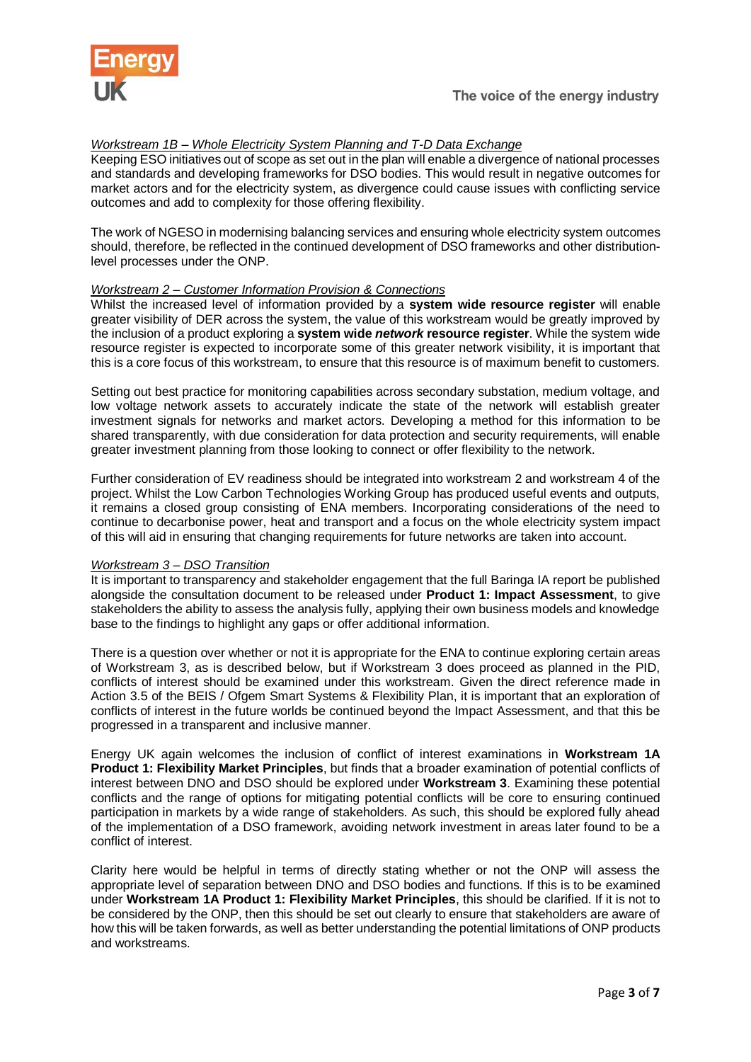*Workstream 1B – Whole Electricity System Planning and T-D Data Exchange*

Keeping ESO initiatives out of scope as set out in the plan will enable a divergence of national processes and standards and developing frameworks for DSO bodies. This would result in negative outcomes for market actors and for the electricity system, as divergence could cause issues with conflicting service outcomes and add to complexity for those offering flexibility.

The work of NGESO in modernising balancing services and ensuring whole electricity system outcomes should, therefore, be reflected in the continued development of DSO frameworks and other distribution-level processes under the ONP.

*Workstream 2 – Customer Information Provision & Connections*

Whilst the increased level of information provided by a **system wide resource register** will enable greater visibility of DER across the system, the value of this workstream would be greatly improved by the inclusion of a product exploring a **system wide *network* resource register**. While the system wide resource register is expected to incorporate some of this greater network visibility, it is important that this is a core focus of this workstream, to ensure that this resource is of maximum benefit to customers.

Setting out best practice for monitoring capabilities across secondary substation, medium voltage, and low voltage network assets to accurately indicate the state of the network will establish greater investment signals for networks and market actors. Developing a method for this information to be shared transparently, with due consideration for data protection and security requirements, will enable greater investment planning from those looking to connect or offer flexibility to the network.

Further consideration of EV readiness should be integrated into workstream 2 and workstream 4 of the project. Whilst the Low Carbon Technologies Working Group has produced useful events and outputs, it remains a closed group consisting of ENA members. Incorporating considerations of the need to continue to decarbonise power, heat and transport and a focus on the whole electricity system impact of this will aid in ensuring that changing requirements for future networks are taken into account.

*Workstream 3 – DSO Transition*

It is important to transparency and stakeholder engagement that the full Baringa IA report be published alongside the consultation document to be released under **Product 1: Impact Assessment**, to give stakeholders the ability to assess the analysis fully, applying their own business models and knowledge base to the findings to highlight any gaps or offer additional information.

There is a question over whether or not it is appropriate for the ENA to continue exploring certain areas of Workstream 3, as is described below, but if Workstream 3 does proceed as planned in the PID, conflicts of interest should be examined under this workstream. Given the direct reference made in Action 3.5 of the BEIS / Ofgem Smart Systems & Flexibility Plan, it is important that an exploration of conflicts of interest in the future worlds be continued beyond the Impact Assessment, and that this be progressed in a transparent and inclusive manner.

Energy UK again welcomes the inclusion of conflict of interest examinations in **Workstream 1A Product 1: Flexibility Market Principles**, but finds that a broader examination of potential conflicts of interest between DNO and DSO should be explored under **Workstream 3**. Examining these potential conflicts and the range of options for mitigating potential conflicts will be core to ensuring continued participation in markets by a wide range of stakeholders. As such, this should be explored fully ahead of the implementation of a DSO framework, avoiding network investment in areas later found to be a conflict of interest.

Clarity here would be helpful in terms of directly stating whether or not the ONP will assess the appropriate level of separation between DNO and DSO bodies and functions. If this is to be examined under **Workstream 1A Product 1: Flexibility Market Principles**, this should be clarified. If it is not to be considered by the ONP, then this should be set out clearly to ensure that stakeholders are aware of how this will be taken forwards, as well as better understanding the potential limitations of ONP products and workstreams.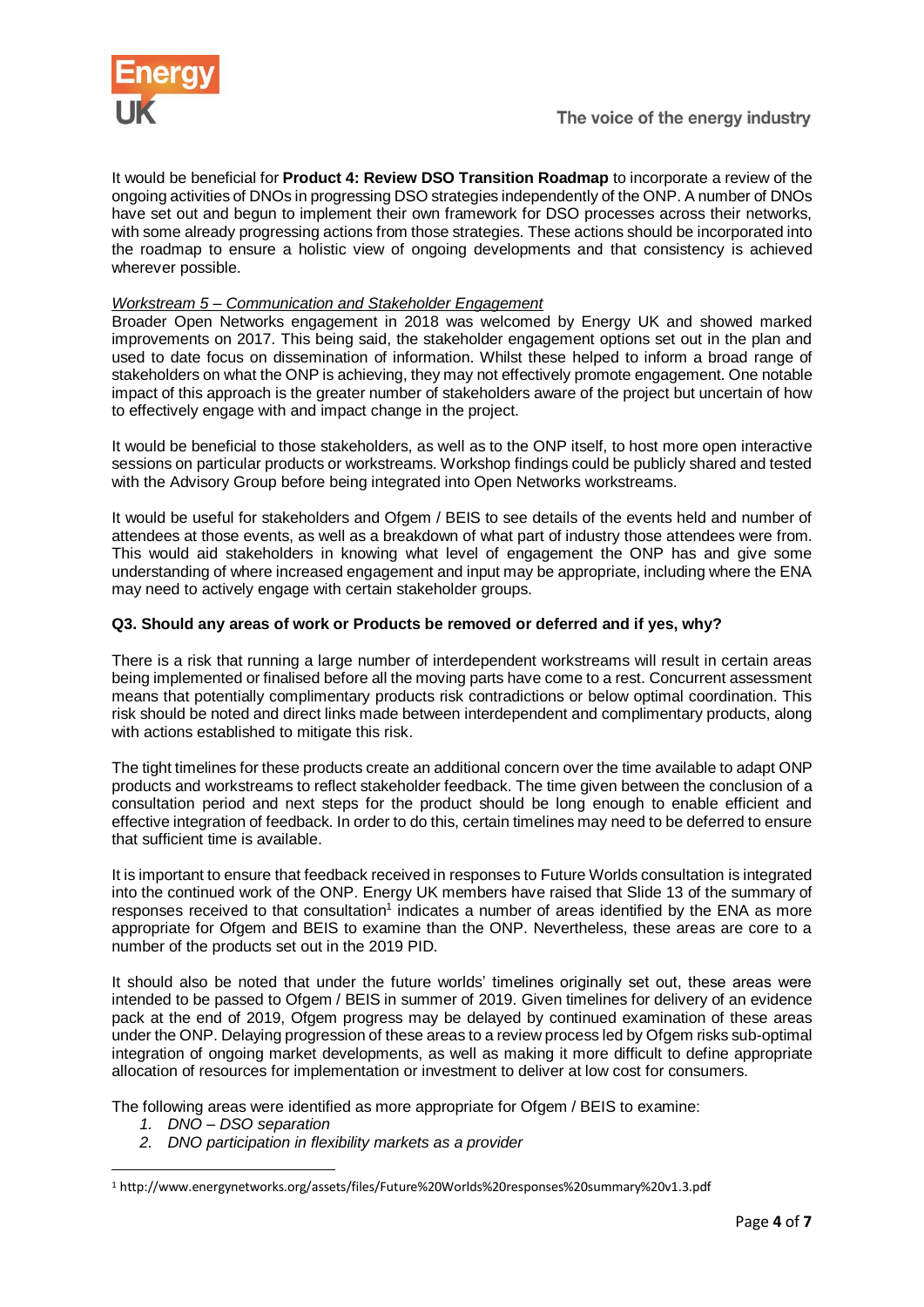It would be beneficial for **Product 4: Review DSO Transition Roadmap** to incorporate a review of the ongoing activities of DNOs in progressing DSO strategies independently of the ONP. A number of DNOs have set out and begun to implement their own framework for DSO processes across their networks, with some already progressing actions from those strategies. These actions should be incorporated into the roadmap to ensure a holistic view of ongoing developments and that consistency is achieved wherever possible.

*Workstream 5 – Communication and Stakeholder Engagement*

Broader Open Networks engagement in 2018 was welcomed by Energy UK and showed marked improvements on 2017. This being said, the stakeholder engagement options set out in the plan and used to date focus on dissemination of information. Whilst these helped to inform a broad range of stakeholders on what the ONP is achieving, they may not effectively promote engagement. One notable impact of this approach is the greater number of stakeholders aware of the project but uncertain of how to effectively engage with and impact change in the project.

It would be beneficial to those stakeholders, as well as to the ONP itself, to host more open interactive sessions on particular products or workstreams. Workshop findings could be publicly shared and tested with the Advisory Group before being integrated into Open Networks workstreams.

It would be useful for stakeholders and Ofgem / BEIS to see details of the events held and number of attendees at those events, as well as a breakdown of what part of industry those attendees were from. This would aid stakeholders in knowing what level of engagement the ONP has and give some understanding of where increased engagement and input may be appropriate, including where the ENA may need to actively engage with certain stakeholder groups.

**Q3. Should any areas of work or Products be removed or deferred and if yes, why?**

There is a risk that running a large number of interdependent workstreams will result in certain areas being implemented or finalised before all the moving parts have come to a rest. Concurrent assessment means that potentially complimentary products risk contradictions or below optimal coordination. This risk should be noted and direct links made between interdependent and complimentary products, along with actions established to mitigate this risk.

The tight timelines for these products create an additional concern over the time available to adapt ONP products and workstreams to reflect stakeholder feedback. The time given between the conclusion of a consultation period and next steps for the product should be long enough to enable efficient and effective integration of feedback. In order to do this, certain timelines may need to be deferred to ensure that sufficient time is available.

It is important to ensure that feedback received in responses to Future Worlds consultation is integrated into the continued work of the ONP. Energy UK members have raised that Slide 13 of the summary of responses received to that consultation[1] indicates a number of areas identified by the ENA as more appropriate for Ofgem and BEIS to examine than the ONP. Nevertheless, these areas are core to a number of the products set out in the 2019 PID.

It should also be noted that under the future worlds' timelines originally set out, these areas were intended to be passed to Ofgem / BEIS in summer of 2019. Given timelines for delivery of an evidence pack at the end of 2019, Ofgem progress may be delayed by continued examination of these areas under the ONP. Delaying progression of these areas to a review process led by Ofgem risks sub-optimal integration of ongoing market developments, as well as making it more difficult to define appropriate allocation of resources for implementation or investment to deliver at low cost for consumers.

The following areas were identified as more appropriate for Ofgem / BEIS to examine:

1. *DNO – DSO separation*
2. *DNO participation in flexibility markets as a provider*

[1] http://www.energynetworks.org/assets/files/Future%20Worlds%20responses%20summary%20v1.3.pdf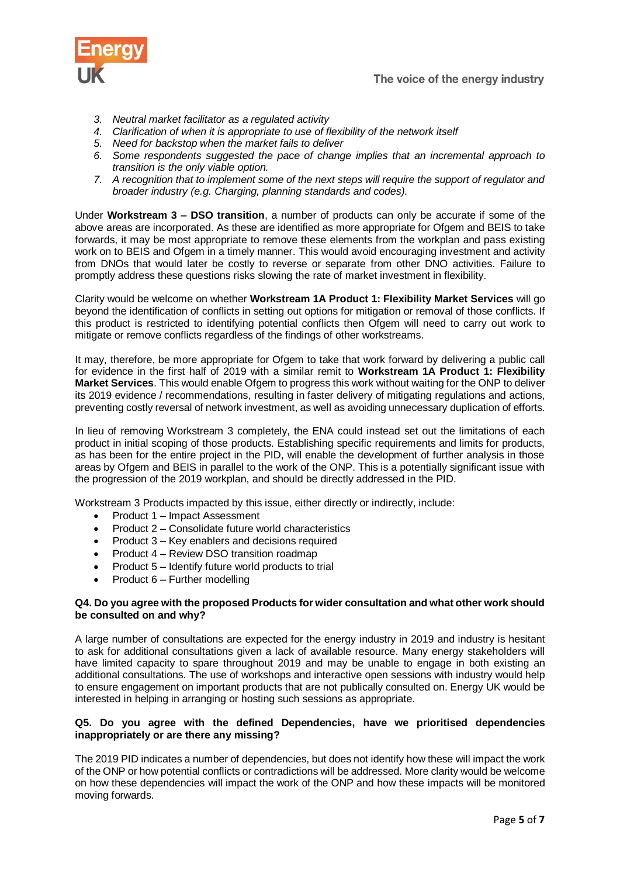3. *Neutral market facilitator as a regulated activity*
4. *Clarification of when it is appropriate to use of flexibility of the network itself*
5. *Need for backstop when the market fails to deliver*
6. *Some respondents suggested the pace of change implies that an incremental approach to transition is the only viable option.*
7. *A recognition that to implement some of the next steps will require the support of regulator and broader industry (e.g. Charging, planning standards and codes).*

Under **Workstream 3 – DSO transition**, a number of products can only be accurate if some of the above areas are incorporated. As these are identified as more appropriate for Ofgem and BEIS to take forwards, it may be most appropriate to remove these elements from the workplan and pass existing work on to BEIS and Ofgem in a timely manner. This would avoid encouraging investment and activity from DNOs that would later be costly to reverse or separate from other DNO activities. Failure to promptly address these questions risks slowing the rate of market investment in flexibility.

Clarity would be welcome on whether **Workstream 1A Product 1: Flexibility Market Services** will go beyond the identification of conflicts in setting out options for mitigation or removal of those conflicts. If this product is restricted to identifying potential conflicts then Ofgem will need to carry out work to mitigate or remove conflicts regardless of the findings of other workstreams.

It may, therefore, be more appropriate for Ofgem to take that work forward by delivering a public call for evidence in the first half of 2019 with a similar remit to **Workstream 1A Product 1: Flexibility Market Services**. This would enable Ofgem to progress this work without waiting for the ONP to deliver its 2019 evidence / recommendations, resulting in faster delivery of mitigating regulations and actions, preventing costly reversal of network investment, as well as avoiding unnecessary duplication of efforts.

In lieu of removing Workstream 3 completely, the ENA could instead set out the limitations of each product in initial scoping of those products. Establishing specific requirements and limits for products, as has been for the entire project in the PID, will enable the development of further analysis in those areas by Ofgem and BEIS in parallel to the work of the ONP. This is a potentially significant issue with the progression of the 2019 workplan, and should be directly addressed in the PID.

Workstream 3 Products impacted by this issue, either directly or indirectly, include:

- Product 1 – Impact Assessment
- Product 2 – Consolidate future world characteristics
- Product 3 – Key enablers and decisions required
- Product 4 – Review DSO transition roadmap
- Product 5 – Identify future world products to trial
- Product 6 – Further modelling

**Q4. Do you agree with the proposed Products for wider consultation and what other work should be consulted on and why?**

A large number of consultations are expected for the energy industry in 2019 and industry is hesitant to ask for additional consultations given a lack of available resource. Many energy stakeholders will have limited capacity to spare throughout 2019 and may be unable to engage in both existing an additional consultations. The use of workshops and interactive open sessions with industry would help to ensure engagement on important products that are not publically consulted on. Energy UK would be interested in helping in arranging or hosting such sessions as appropriate.

**Q5. Do you agree with the defined Dependencies, have we prioritised dependencies inappropriately or are there any missing?**

The 2019 PID indicates a number of dependencies, but does not identify how these will impact the work of the ONP or how potential conflicts or contradictions will be addressed. More clarity would be welcome on how these dependencies will impact the work of the ONP and how these impacts will be monitored moving forwards.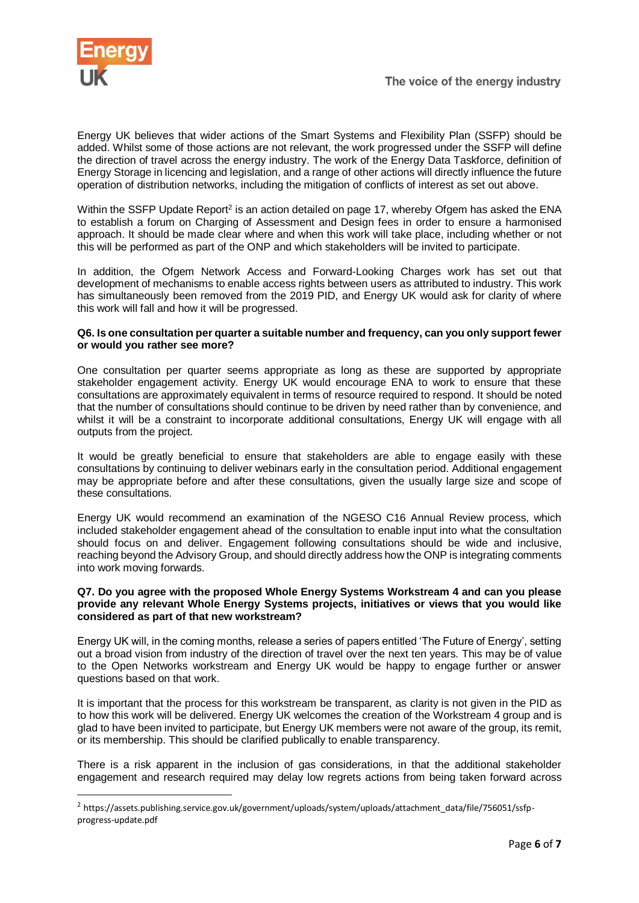Energy UK believes that wider actions of the Smart Systems and Flexibility Plan (SSFP) should be added. Whilst some of those actions are not relevant, the work progressed under the SSFP will define the direction of travel across the energy industry. The work of the Energy Data Taskforce, definition of Energy Storage in licencing and legislation, and a range of other actions will directly influence the future operation of distribution networks, including the mitigation of conflicts of interest as set out above.

Within the SSFP Update Report[2] is an action detailed on page 17, whereby Ofgem has asked the ENA to establish a forum on Charging of Assessment and Design fees in order to ensure a harmonised approach. It should be made clear where and when this work will take place, including whether or not this will be performed as part of the ONP and which stakeholders will be invited to participate.

In addition, the Ofgem Network Access and Forward-Looking Charges work has set out that development of mechanisms to enable access rights between users as attributed to industry. This work has simultaneously been removed from the 2019 PID, and Energy UK would ask for clarity of where this work will fall and how it will be progressed.

**Q6. Is one consultation per quarter a suitable number and frequency, can you only support fewer or would you rather see more?**

One consultation per quarter seems appropriate as long as these are supported by appropriate stakeholder engagement activity. Energy UK would encourage ENA to work to ensure that these consultations are approximately equivalent in terms of resource required to respond. It should be noted that the number of consultations should continue to be driven by need rather than by convenience, and whilst it will be a constraint to incorporate additional consultations, Energy UK will engage with all outputs from the project.

It would be greatly beneficial to ensure that stakeholders are able to engage easily with these consultations by continuing to deliver webinars early in the consultation period. Additional engagement may be appropriate before and after these consultations, given the usually large size and scope of these consultations.

Energy UK would recommend an examination of the NGESO C16 Annual Review process, which included stakeholder engagement ahead of the consultation to enable input into what the consultation should focus on and deliver. Engagement following consultations should be wide and inclusive, reaching beyond the Advisory Group, and should directly address how the ONP is integrating comments into work moving forwards.

**Q7. Do you agree with the proposed Whole Energy Systems Workstream 4 and can you please provide any relevant Whole Energy Systems projects, initiatives or views that you would like considered as part of that new workstream?**

Energy UK will, in the coming months, release a series of papers entitled 'The Future of Energy', setting out a broad vision from industry of the direction of travel over the next ten years. This may be of value to the Open Networks workstream and Energy UK would be happy to engage further or answer questions based on that work.

It is important that the process for this workstream be transparent, as clarity is not given in the PID as to how this work will be delivered. Energy UK welcomes the creation of the Workstream 4 group and is glad to have been invited to participate, but Energy UK members were not aware of the group, its remit, or its membership. This should be clarified publically to enable transparency.

There is a risk apparent in the inclusion of gas considerations, in that the additional stakeholder engagement and research required may delay low regrets actions from being taken forward across

---

[2] https://assets.publishing.service.gov.uk/government/uploads/system/uploads/attachment_data/file/756051/ssfp-progress-update.pdf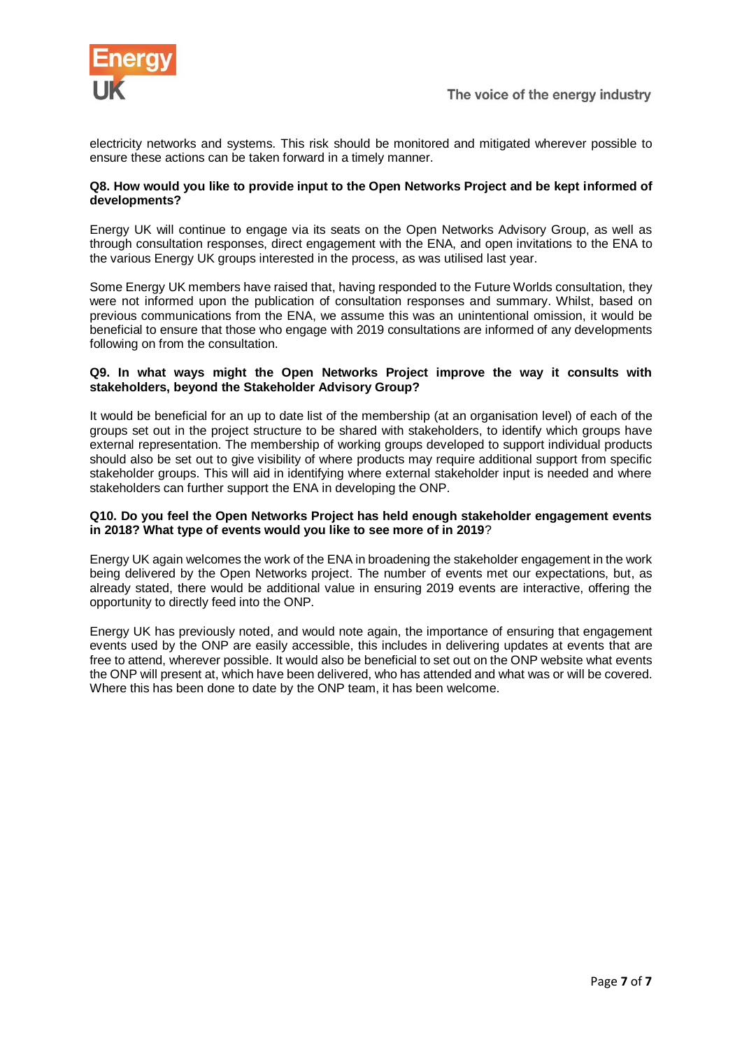electricity networks and systems. This risk should be monitored and mitigated wherever possible to ensure these actions can be taken forward in a timely manner.

**Q8. How would you like to provide input to the Open Networks Project and be kept informed of developments?**

Energy UK will continue to engage via its seats on the Open Networks Advisory Group, as well as through consultation responses, direct engagement with the ENA, and open invitations to the ENA to the various Energy UK groups interested in the process, as was utilised last year.

Some Energy UK members have raised that, having responded to the Future Worlds consultation, they were not informed upon the publication of consultation responses and summary. Whilst, based on previous communications from the ENA, we assume this was an unintentional omission, it would be beneficial to ensure that those who engage with 2019 consultations are informed of any developments following on from the consultation.

**Q9. In what ways might the Open Networks Project improve the way it consults with stakeholders, beyond the Stakeholder Advisory Group?**

It would be beneficial for an up to date list of the membership (at an organisation level) of each of the groups set out in the project structure to be shared with stakeholders, to identify which groups have external representation. The membership of working groups developed to support individual products should also be set out to give visibility of where products may require additional support from specific stakeholder groups. This will aid in identifying where external stakeholder input is needed and where stakeholders can further support the ENA in developing the ONP.

**Q10. Do you feel the Open Networks Project has held enough stakeholder engagement events in 2018? What type of events would you like to see more of in 2019**?

Energy UK again welcomes the work of the ENA in broadening the stakeholder engagement in the work being delivered by the Open Networks project. The number of events met our expectations, but, as already stated, there would be additional value in ensuring 2019 events are interactive, offering the opportunity to directly feed into the ONP.

Energy UK has previously noted, and would note again, the importance of ensuring that engagement events used by the ONP are easily accessible, this includes in delivering updates at events that are free to attend, wherever possible. It would also be beneficial to set out on the ONP website what events the ONP will present at, which have been delivered, who has attended and what was or will be covered. Where this has been done to date by the ONP team, it has been welcome.